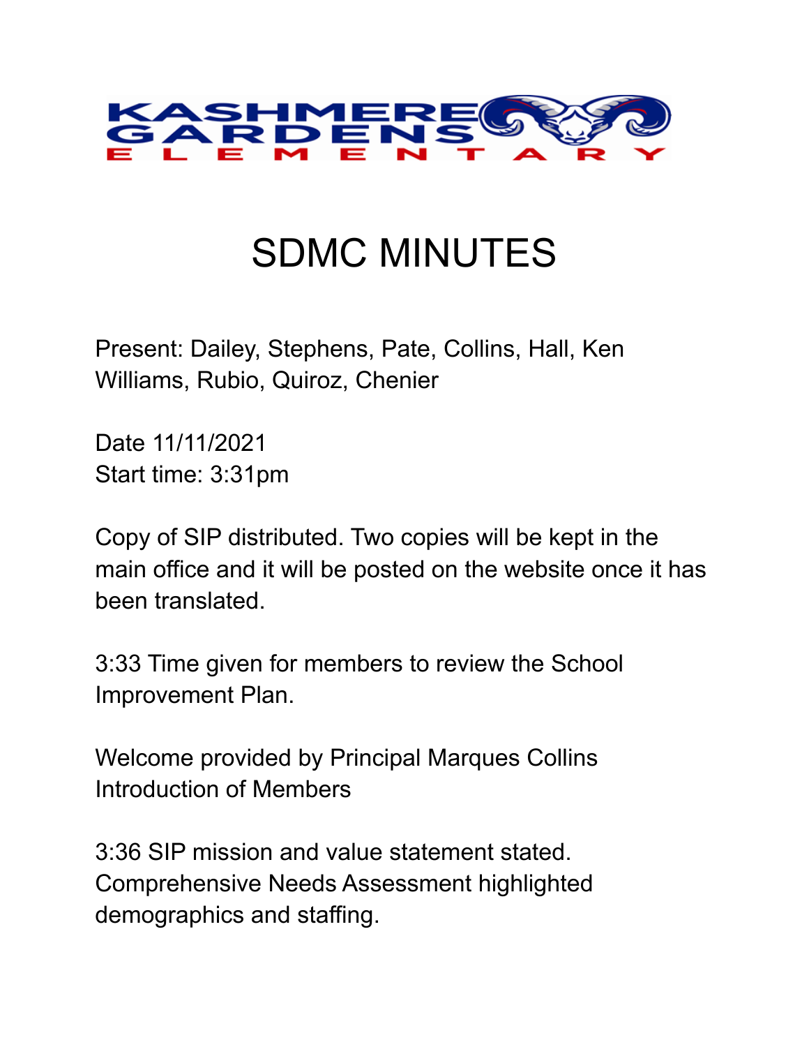# SDMC MINUTES

Present: Dailey, Stephens, Pate, Collins, Hall, Ken Williams, Rubio, Quiroz, Chenier

Date 11/11/2021
Start time: 3:31pm

Copy of SIP distributed. Two copies will be kept in the main office and it will be posted on the website once it has been translated.

3:33 Time given for members to review the School Improvement Plan.

Welcome provided by Principal Marques Collins
Introduction of Members

3:36 SIP mission and value statement stated. Comprehensive Needs Assessment highlighted demographics and staffing.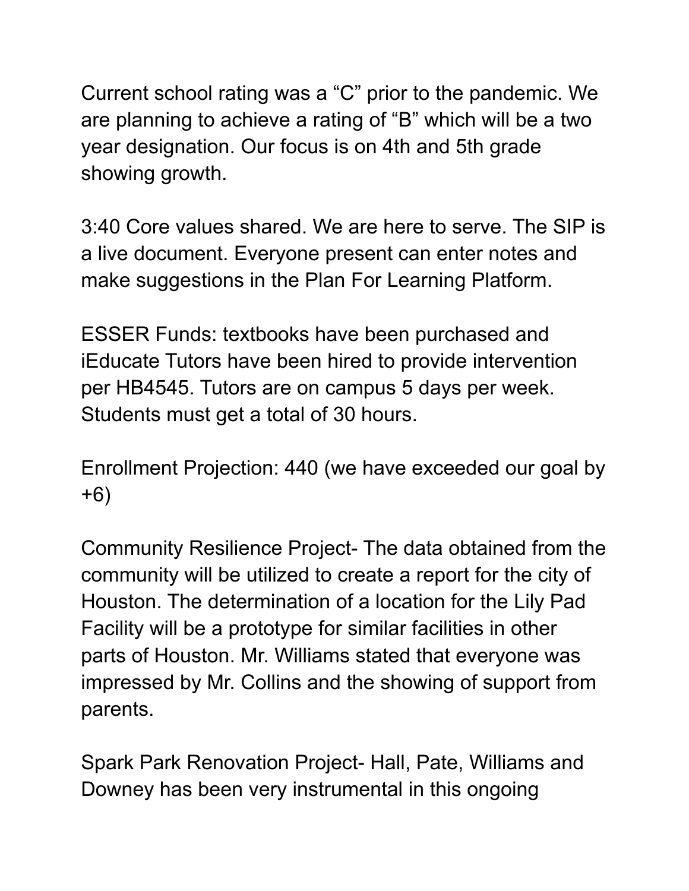Current school rating was a “C” prior to the pandemic. We are planning to achieve a rating of “B” which will be a two year designation. Our focus is on 4th and 5th grade showing growth.

3:40 Core values shared. We are here to serve. The SIP is a live document. Everyone present can enter notes and make suggestions in the Plan For Learning Platform.

ESSER Funds: textbooks have been purchased and iEducate Tutors have been hired to provide intervention per HB4545. Tutors are on campus 5 days per week. Students must get a total of 30 hours.

Enrollment Projection: 440 (we have exceeded our goal by +6)

Community Resilience Project- The data obtained from the community will be utilized to create a report for the city of Houston. The determination of a location for the Lily Pad Facility will be a prototype for similar facilities in other parts of Houston. Mr. Williams stated that everyone was impressed by Mr. Collins and the showing of support from parents.

Spark Park Renovation Project- Hall, Pate, Williams and Downey has been very instrumental in this ongoing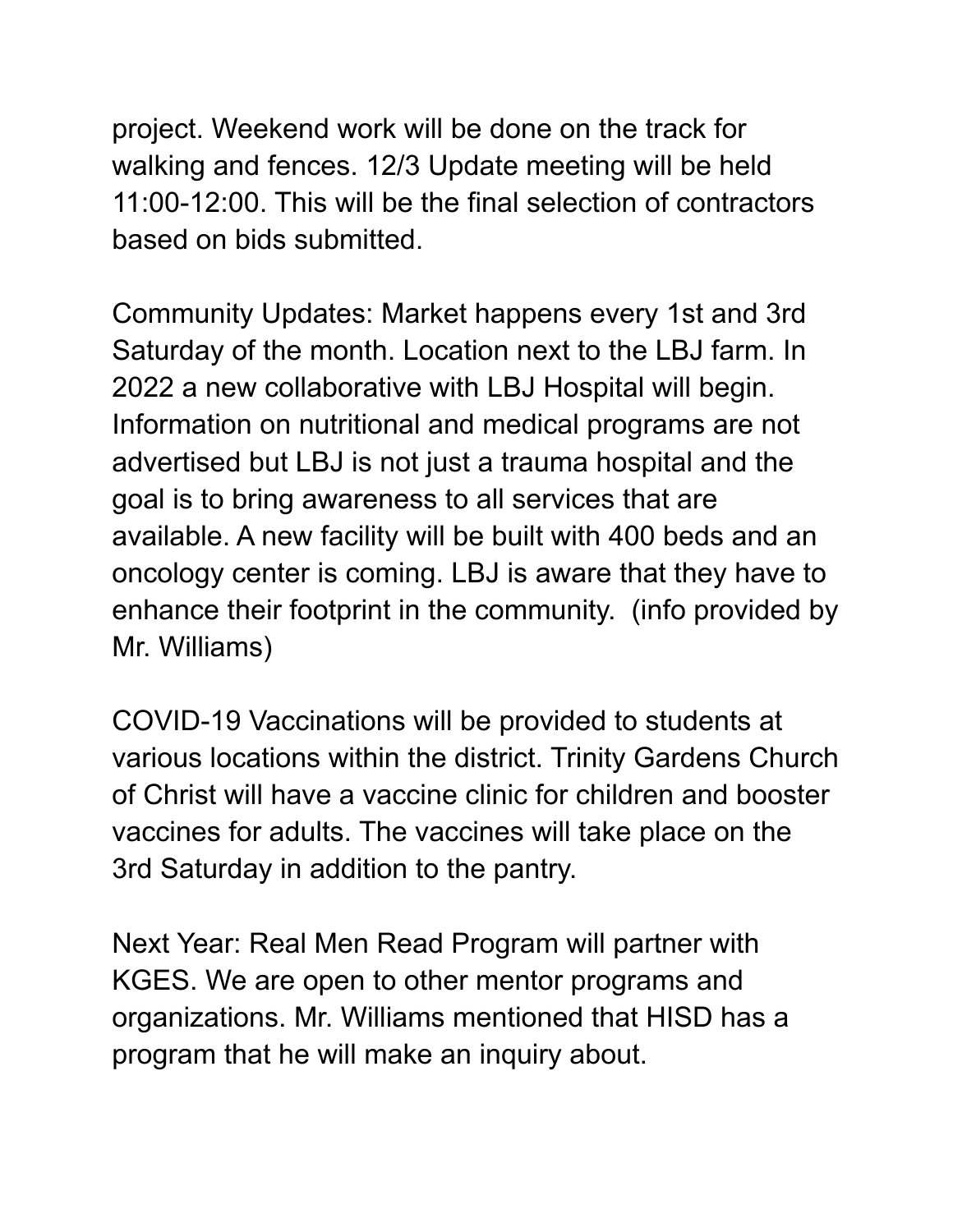project. Weekend work will be done on the track for walking and fences. 12/3 Update meeting will be held 11:00-12:00. This will be the final selection of contractors based on bids submitted.

Community Updates: Market happens every 1st and 3rd Saturday of the month. Location next to the LBJ farm. In 2022 a new collaborative with LBJ Hospital will begin. Information on nutritional and medical programs are not advertised but LBJ is not just a trauma hospital and the goal is to bring awareness to all services that are available. A new facility will be built with 400 beds and an oncology center is coming. LBJ is aware that they have to enhance their footprint in the community. (info provided by Mr. Williams)

COVID-19 Vaccinations will be provided to students at various locations within the district. Trinity Gardens Church of Christ will have a vaccine clinic for children and booster vaccines for adults. The vaccines will take place on the 3rd Saturday in addition to the pantry.

Next Year: Real Men Read Program will partner with KGES. We are open to other mentor programs and organizations. Mr. Williams mentioned that HISD has a program that he will make an inquiry about.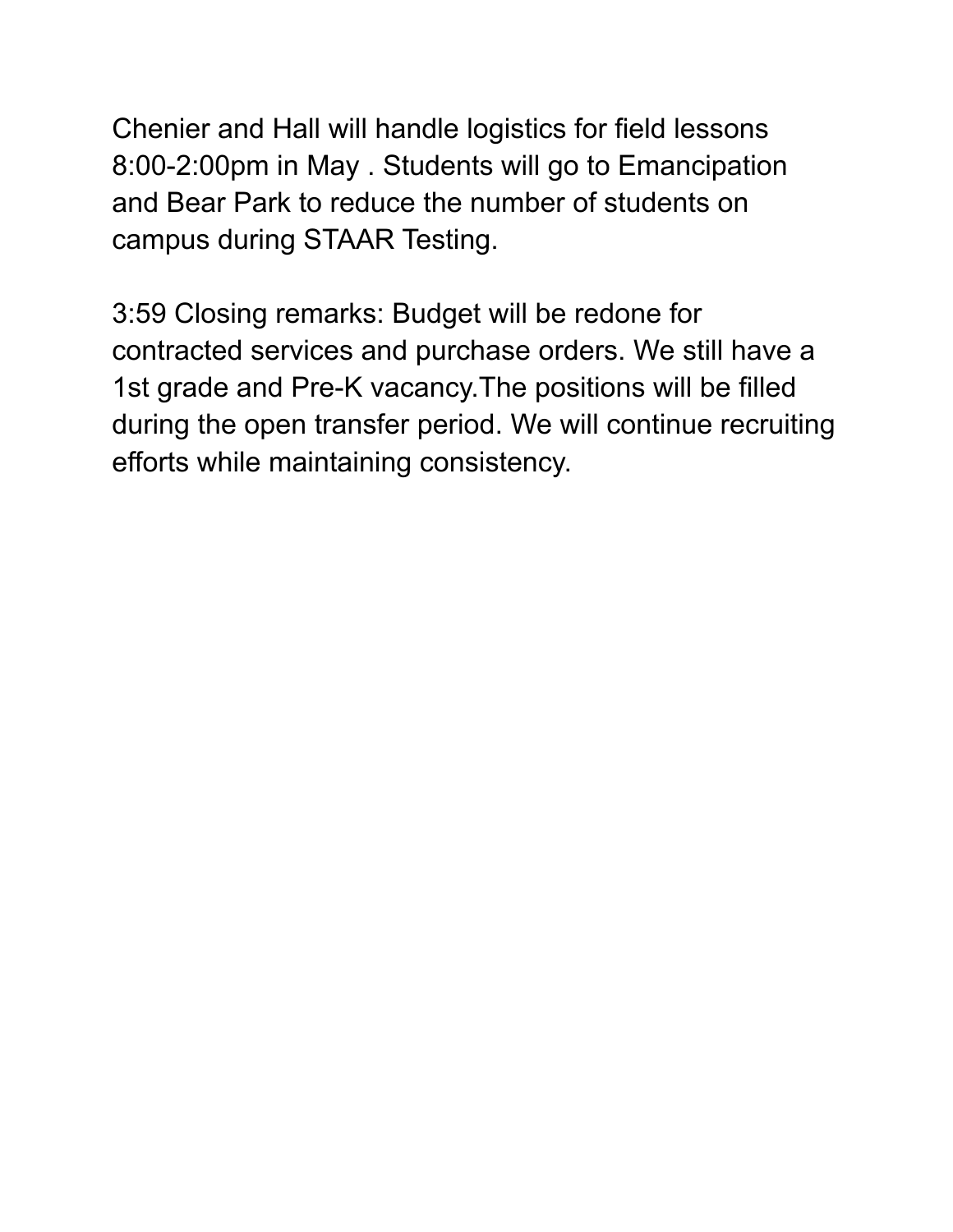Chenier and Hall will handle logistics for field lessons 8:00-2:00pm in May . Students will go to Emancipation and Bear Park to reduce the number of students on campus during STAAR Testing.

3:59 Closing remarks: Budget will be redone for contracted services and purchase orders. We still have a 1st grade and Pre-K vacancy.The positions will be filled during the open transfer period. We will continue recruiting efforts while maintaining consistency.